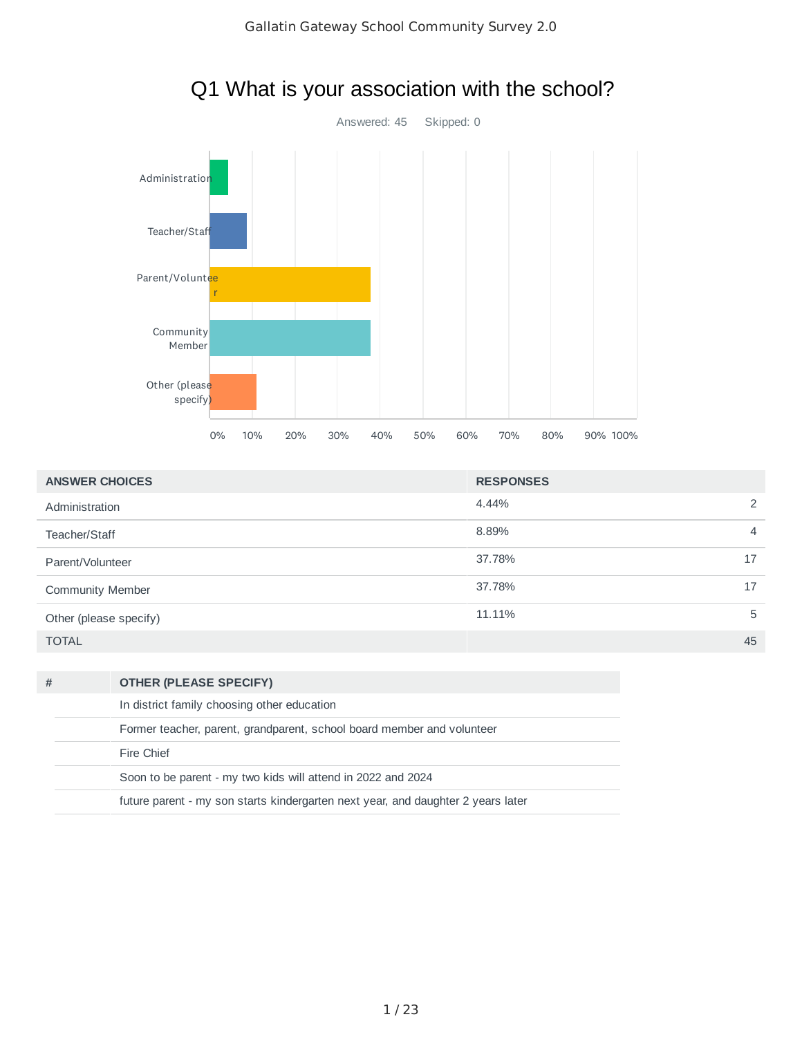# Gallatin Gateway School Community Survey 2.0

## Q1 What is your association with the school?

Answered: 45 Skipped: 0

| ANSWER CHOICES | RESPONSES | |
|---|---|---|
| Administration | 4.44% | 2 |
| Teacher/Staff | 8.89% | 4 |
| Parent/Volunteer | 37.78% | 17 |
| Community Member | 37.78% | 17 |
| Other (please specify) | 11.11% | 5 |
| TOTAL | | 45 |

| # | OTHER (PLEASE SPECIFY) |
|---|---|
| | In district family choosing other education |
| | Former teacher, parent, grandparent, school board member and volunteer |
| | Fire Chief |
| | Soon to be parent - my two kids will attend in 2022 and 2024 |
| | future parent - my son starts kindergarten next year, and daughter 2 years later |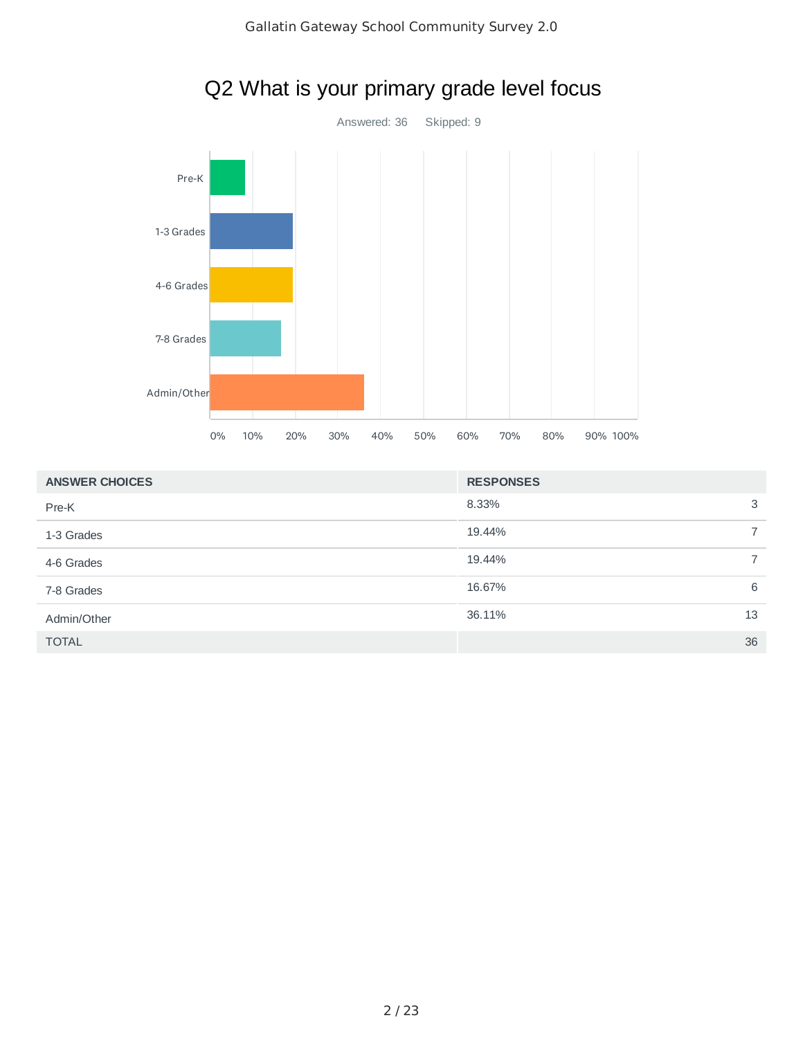# Q2 What is your primary grade level focus

Answered: 36 Skipped: 9

| ANSWER CHOICES | RESPONSES | |
|---|---|---|
| Pre-K | 8.33% | 3 |
| 1-3 Grades | 19.44% | 7 |
| 4-6 Grades | 19.44% | 7 |
| 7-8 Grades | 16.67% | 6 |
| Admin/Other | 36.11% | 13 |
| TOTAL | | 36 |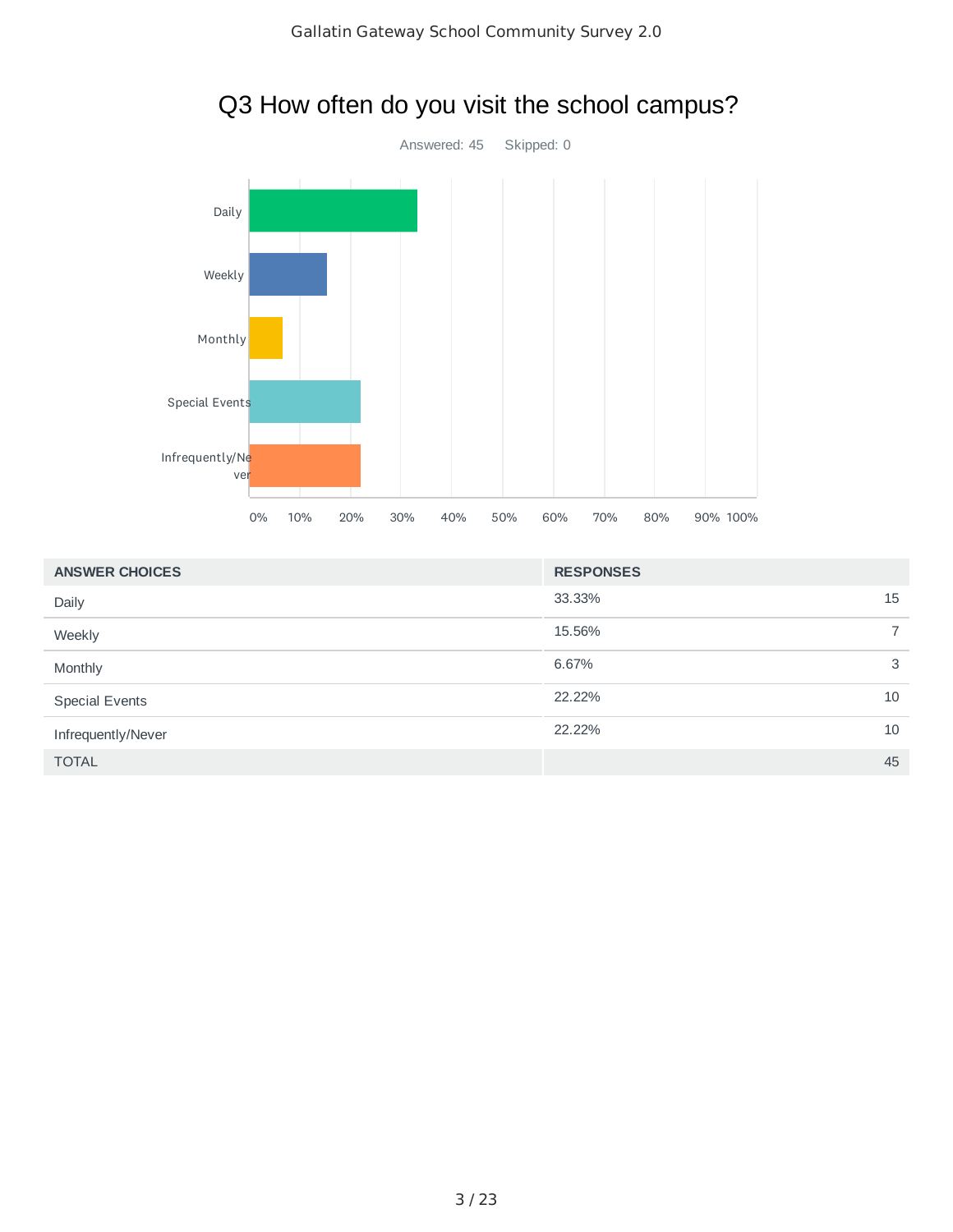# Q3 How often do you visit the school campus?

Answered: 45 Skipped: 0

| ANSWER CHOICES | RESPONSES | |
|---|---|---|
| Daily | 33.33% | 15 |
| Weekly | 15.56% | 7 |
| Monthly | 6.67% | 3 |
| Special Events | 22.22% | 10 |
| Infrequently/Never | 22.22% | 10 |
| TOTAL | | 45 |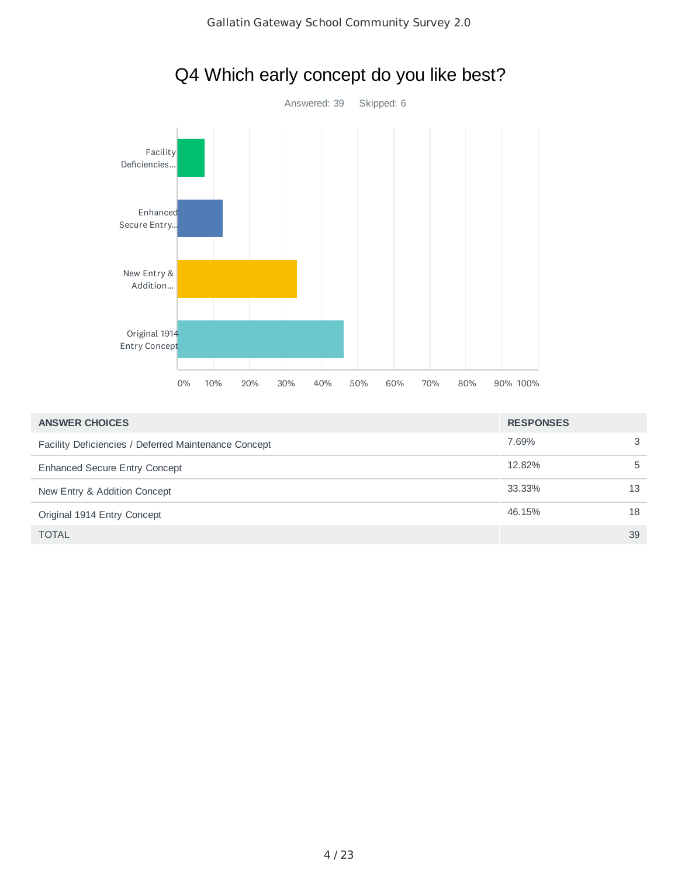## Q4 Which early concept do you like best?

Answered: 39 Skipped: 6

| ANSWER CHOICES | RESPONSES | |
|---|---|---|
| Facility Deficiencies / Deferred Maintenance Concept | 7.69% | 3 |
| Enhanced Secure Entry Concept | 12.82% | 5 |
| New Entry & Addition Concept | 33.33% | 13 |
| Original 1914 Entry Concept | 46.15% | 18 |
| TOTAL | | 39 |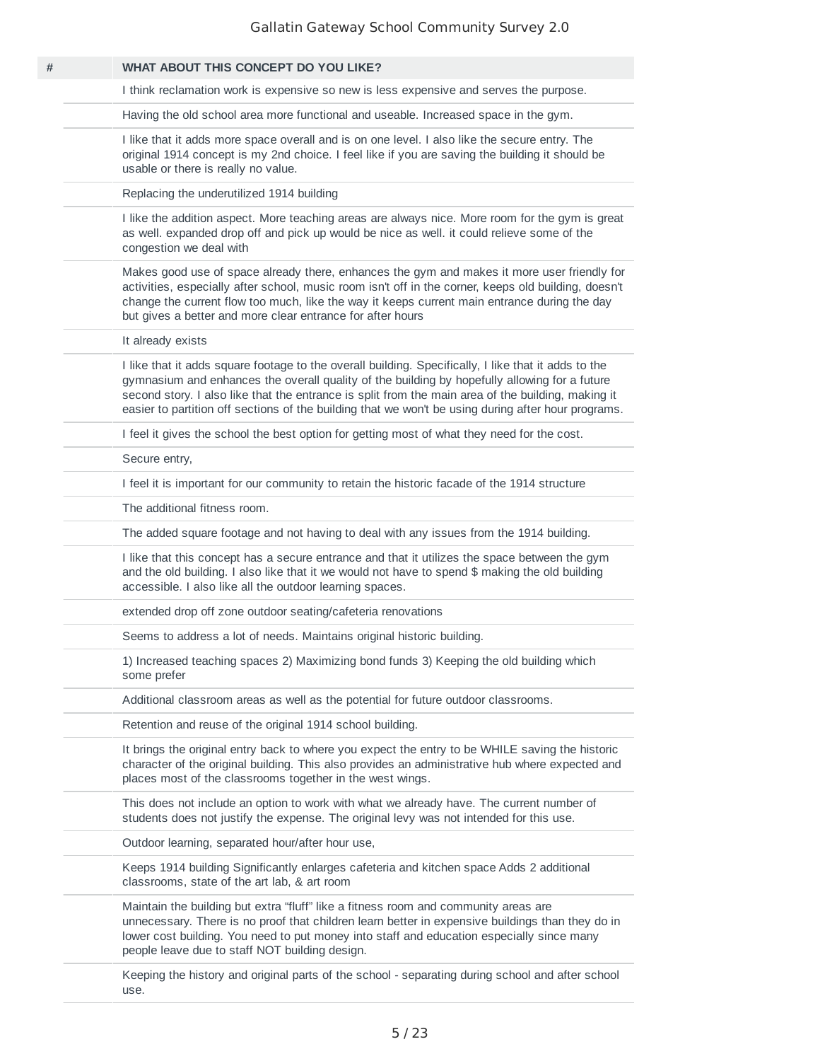| # | WHAT ABOUT THIS CONCEPT DO YOU LIKE? |
|---|---|
| | I think reclamation work is expensive so new is less expensive and serves the purpose. |
| | Having the old school area more functional and useable. Increased space in the gym. |
| | I like that it adds more space overall and is on one level. I also like the secure entry. The original 1914 concept is my 2nd choice. I feel like if you are saving the building it should be usable or there is really no value. |
| | Replacing the underutilized 1914 building |
| | I like the addition aspect. More teaching areas are always nice. More room for the gym is great as well. expanded drop off and pick up would be nice as well. it could relieve some of the congestion we deal with |
| | Makes good use of space already there, enhances the gym and makes it more user friendly for activities, especially after school, music room isn't off in the corner, keeps old building, doesn't change the current flow too much, like the way it keeps current main entrance during the day but gives a better and more clear entrance for after hours |
| | It already exists |
| | I like that it adds square footage to the overall building. Specifically, I like that it adds to the gymnasium and enhances the overall quality of the building by hopefully allowing for a future second story. I also like that the entrance is split from the main area of the building, making it easier to partition off sections of the building that we won't be using during after hour programs. |
| | I feel it gives the school the best option for getting most of what they need for the cost. |
| | Secure entry, |
| | I feel it is important for our community to retain the historic facade of the 1914 structure |
| | The additional fitness room. |
| | The added square footage and not having to deal with any issues from the 1914 building. |
| | I like that this concept has a secure entrance and that it utilizes the space between the gym and the old building. I also like that it we would not have to spend $ making the old building accessible. I also like all the outdoor learning spaces. |
| | extended drop off zone outdoor seating/cafeteria renovations |
| | Seems to address a lot of needs. Maintains original historic building. |
| | 1) Increased teaching spaces 2) Maximizing bond funds 3) Keeping the old building which some prefer |
| | Additional classroom areas as well as the potential for future outdoor classrooms. |
| | Retention and reuse of the original 1914 school building. |
| | It brings the original entry back to where you expect the entry to be WHILE saving the historic character of the original building. This also provides an administrative hub where expected and places most of the classrooms together in the west wings. |
| | This does not include an option to work with what we already have. The current number of students does not justify the expense. The original levy was not intended for this use. |
| | Outdoor learning, separated hour/after hour use, |
| | Keeps 1914 building Significantly enlarges cafeteria and kitchen space Adds 2 additional classrooms, state of the art lab, & art room |
| | Maintain the building but extra “fluff” like a fitness room and community areas are unnecessary. There is no proof that children learn better in expensive buildings than they do in lower cost building. You need to put money into staff and education especially since many people leave due to staff NOT building design. |
| | Keeping the history and original parts of the school - separating during school and after school use. |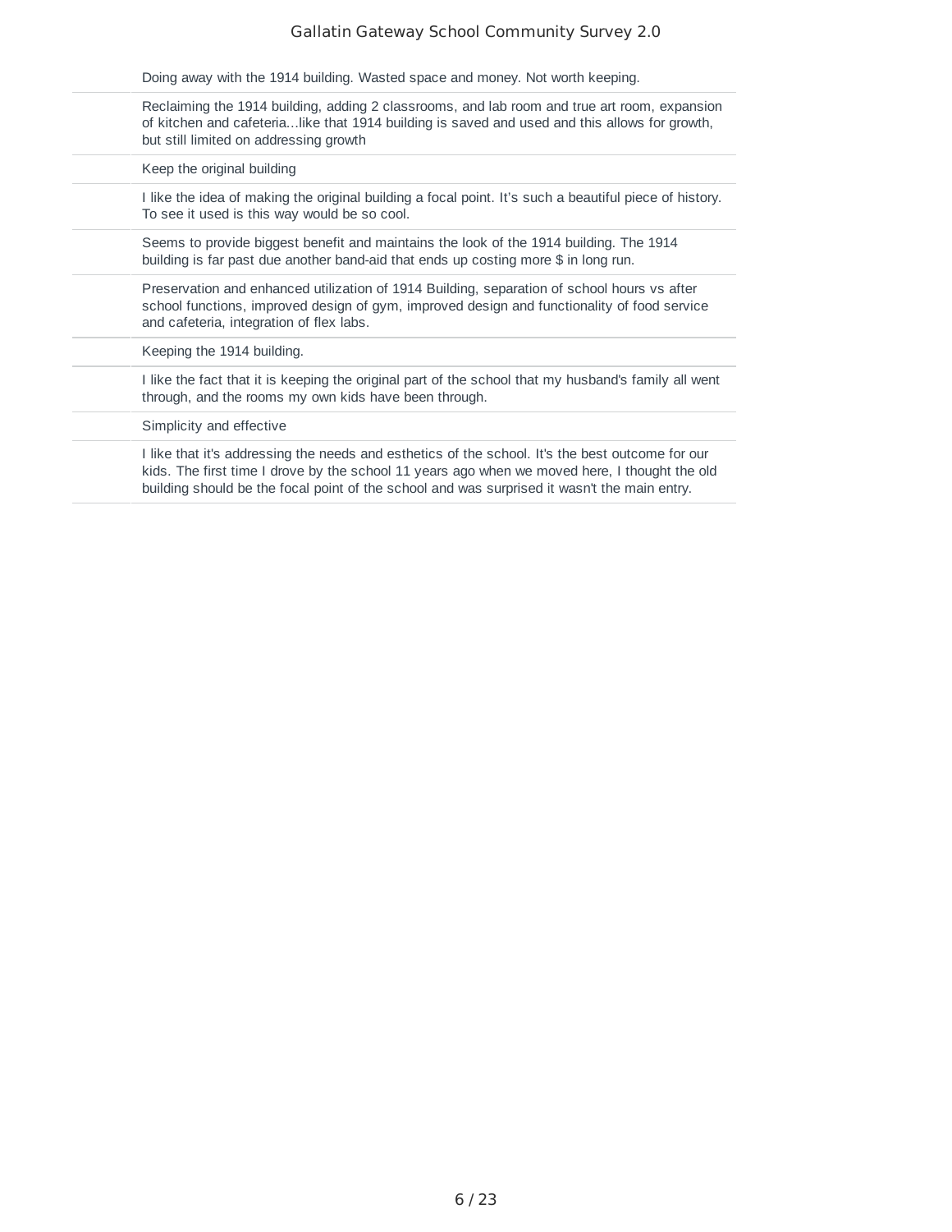| | |
|---|---|
| | Doing away with the 1914 building. Wasted space and money. Not worth keeping. |
| | Reclaiming the 1914 building, adding 2 classrooms, and lab room and true art room, expansion of kitchen and cafeteria...like that 1914 building is saved and used and this allows for growth, but still limited on addressing growth |
| | Keep the original building |
| | I like the idea of making the original building a focal point. It's such a beautiful piece of history. To see it used is this way would be so cool. |
| | Seems to provide biggest benefit and maintains the look of the 1914 building. The 1914 building is far past due another band-aid that ends up costing more $ in long run. |
| | Preservation and enhanced utilization of 1914 Building, separation of school hours vs after school functions, improved design of gym, improved design and functionality of food service and cafeteria, integration of flex labs. |
| | Keeping the 1914 building. |
| | I like the fact that it is keeping the original part of the school that my husband's family all went through, and the rooms my own kids have been through. |
| | Simplicity and effective |
| | I like that it's addressing the needs and esthetics of the school. It's the best outcome for our kids. The first time I drove by the school 11 years ago when we moved here, I thought the old building should be the focal point of the school and was surprised it wasn't the main entry. |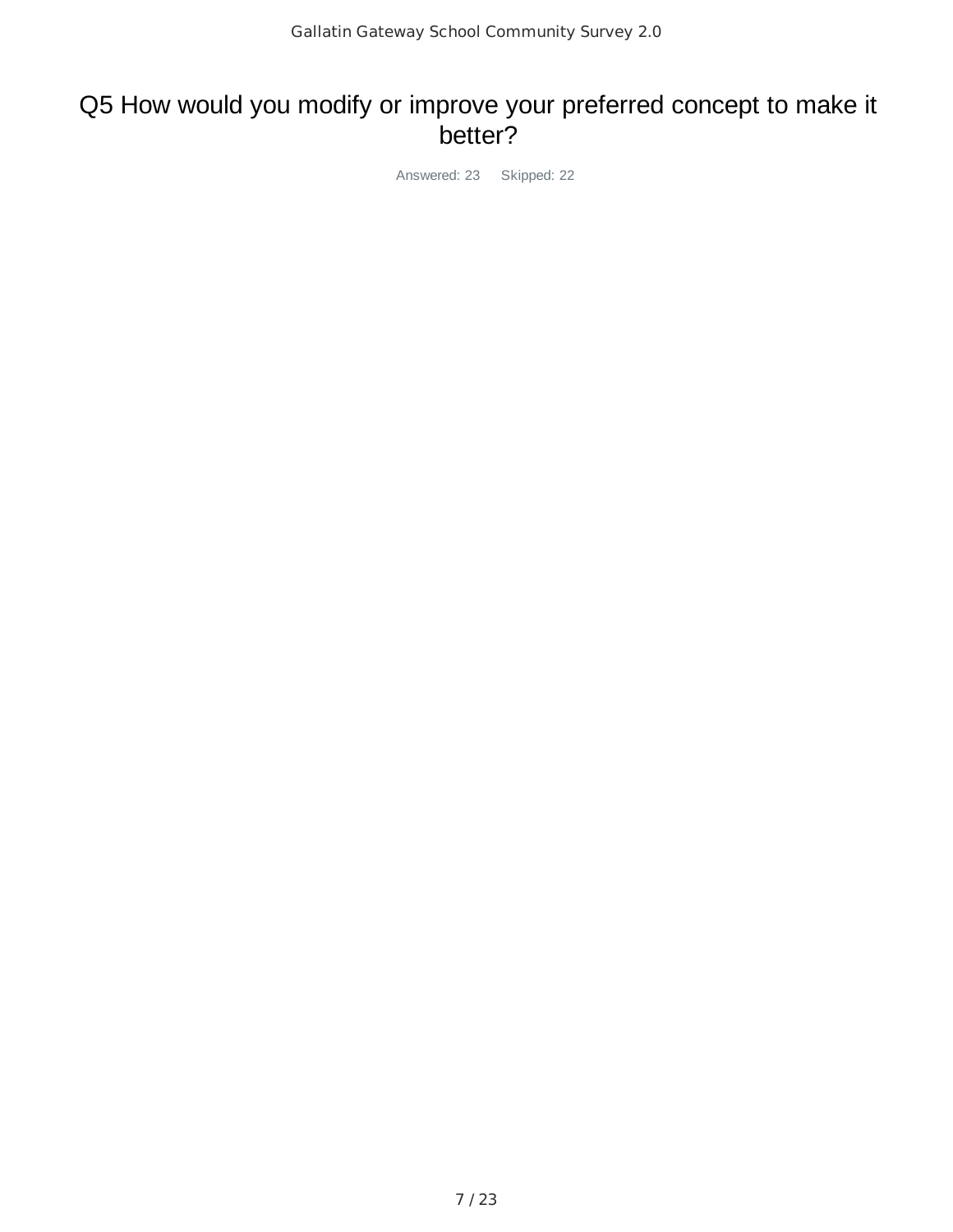# Q5 How would you modify or improve your preferred concept to make it better?

Answered: 23 Skipped: 22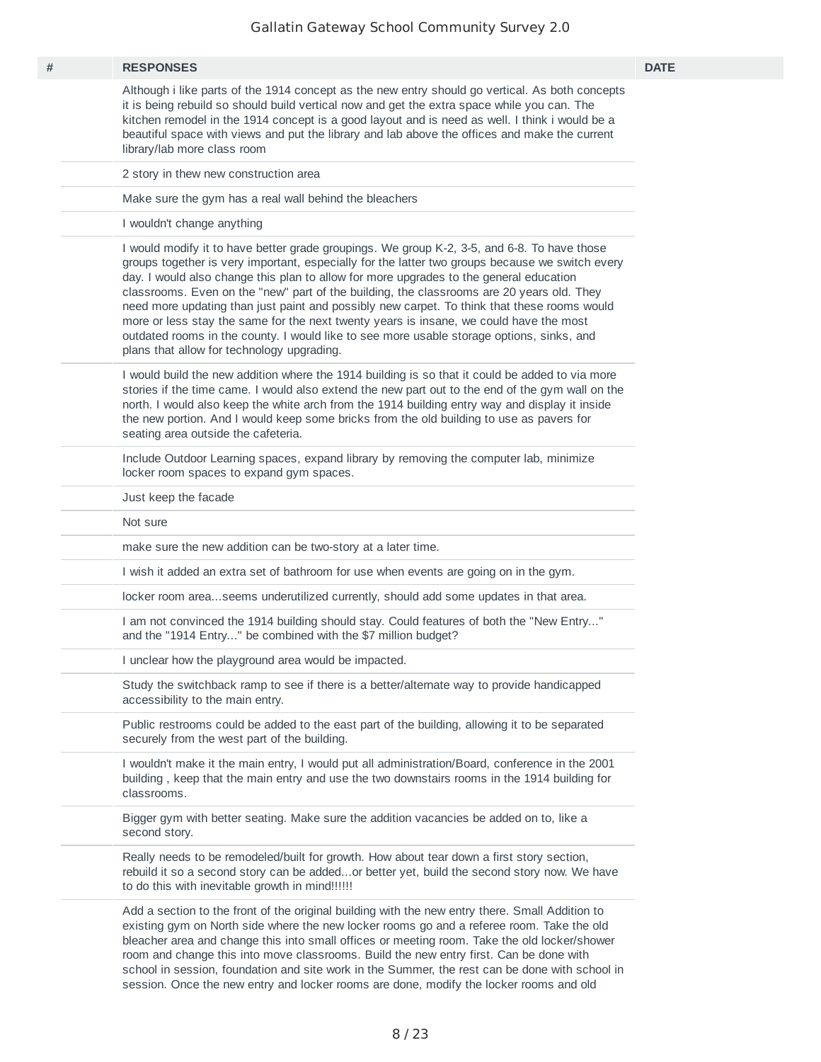| # | RESPONSES | DATE |
|---|---|---|
| | Although i like parts of the 1914 concept as the new entry should go vertical. As both concepts it is being rebuild so should build vertical now and get the extra space while you can. The kitchen remodel in the 1914 concept is a good layout and is need as well. I think i would be a beautiful space with views and put the library and lab above the offices and make the current library/lab more class room | |
| | 2 story in thew new construction area | |
| | Make sure the gym has a real wall behind the bleachers | |
| | I wouldn't change anything | |
| | I would modify it to have better grade groupings. We group K-2, 3-5, and 6-8. To have those groups together is very important, especially for the latter two groups because we switch every day. I would also change this plan to allow for more upgrades to the general education classrooms. Even on the "new" part of the building, the classrooms are 20 years old. They need more updating than just paint and possibly new carpet. To think that these rooms would more or less stay the same for the next twenty years is insane, we could have the most outdated rooms in the county. I would like to see more usable storage options, sinks, and plans that allow for technology upgrading. | |
| | I would build the new addition where the 1914 building is so that it could be added to via more stories if the time came. I would also extend the new part out to the end of the gym wall on the north. I would also keep the white arch from the 1914 building entry way and display it inside the new portion. And I would keep some bricks from the old building to use as pavers for seating area outside the cafeteria. | |
| | Include Outdoor Learning spaces, expand library by removing the computer lab, minimize locker room spaces to expand gym spaces. | |
| | Just keep the facade | |
| | Not sure | |
| | make sure the new addition can be two-story at a later time. | |
| | I wish it added an extra set of bathroom for use when events are going on in the gym. | |
| | locker room area...seems underutilized currently, should add some updates in that area. | |
| | I am not convinced the 1914 building should stay. Could features of both the "New Entry..." and the "1914 Entry..." be combined with the $7 million budget? | |
| | I unclear how the playground area would be impacted. | |
| | Study the switchback ramp to see if there is a better/alternate way to provide handicapped accessibility to the main entry. | |
| | Public restrooms could be added to the east part of the building, allowing it to be separated securely from the west part of the building. | |
| | I wouldn't make it the main entry, I would put all administration/Board, conference in the 2001 building , keep that the main entry and use the two downstairs rooms in the 1914 building for classrooms. | |
| | Bigger gym with better seating. Make sure the addition vacancies be added on to, like a second story. | |
| | Really needs to be remodeled/built for growth. How about tear down a first story section, rebuild it so a second story can be added...or better yet, build the second story now. We have to do this with inevitable growth in mind!!!!!! | |
| | Add a section to the front of the original building with the new entry there. Small Addition to existing gym on North side where the new locker rooms go and a referee room. Take the old bleacher area and change this into small offices or meeting room. Take the old locker/shower room and change this into move classrooms. Build the new entry first. Can be done with school in session, foundation and site work in the Summer, the rest can be done with school in session. Once the new entry and locker rooms are done, modify the locker rooms and old | |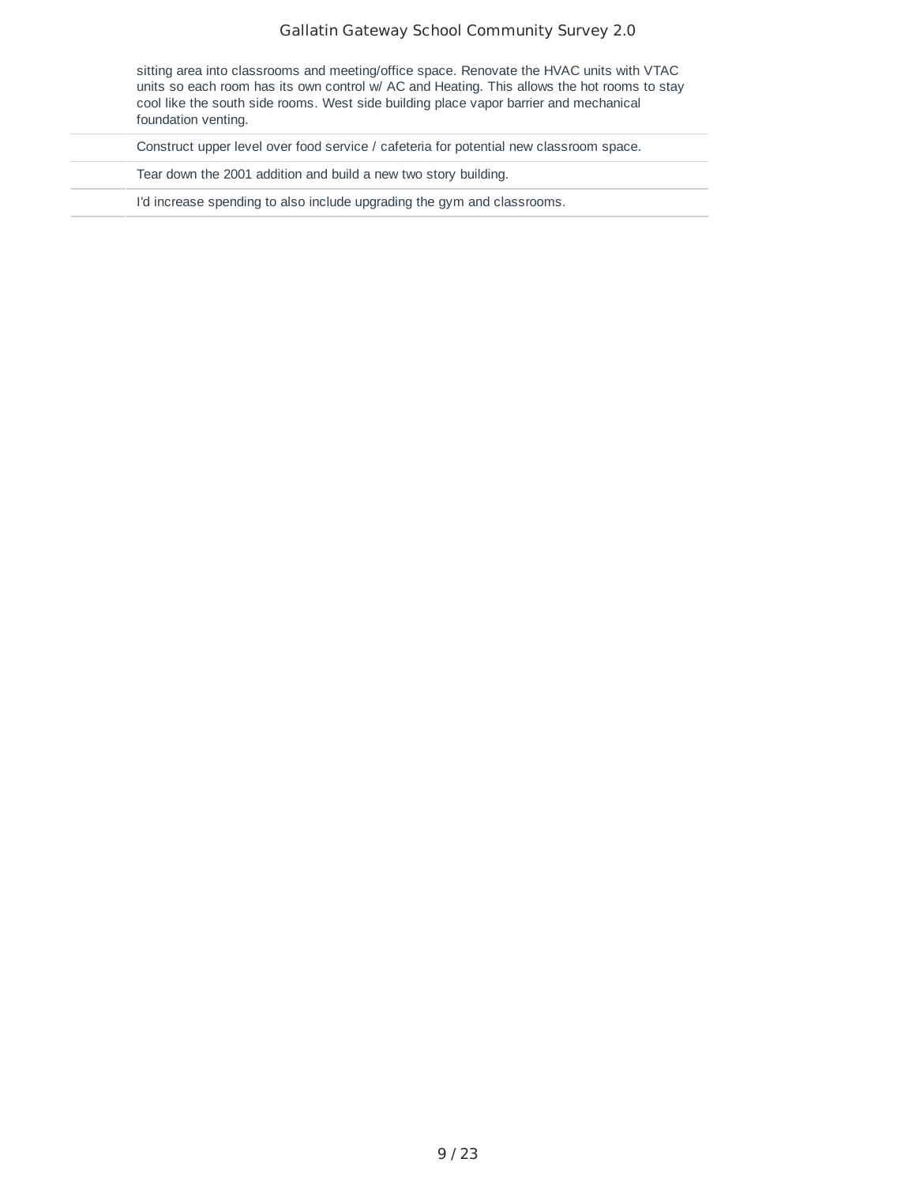| | |
|---|---|
| | sitting area into classrooms and meeting/office space. Renovate the HVAC units with VTAC units so each room has its own control w/ AC and Heating. This allows the hot rooms to stay cool like the south side rooms. West side building place vapor barrier and mechanical foundation venting. |
| | Construct upper level over food service / cafeteria for potential new classroom space. |
| | Tear down the 2001 addition and build a new two story building. |
| | I'd increase spending to also include upgrading the gym and classrooms. |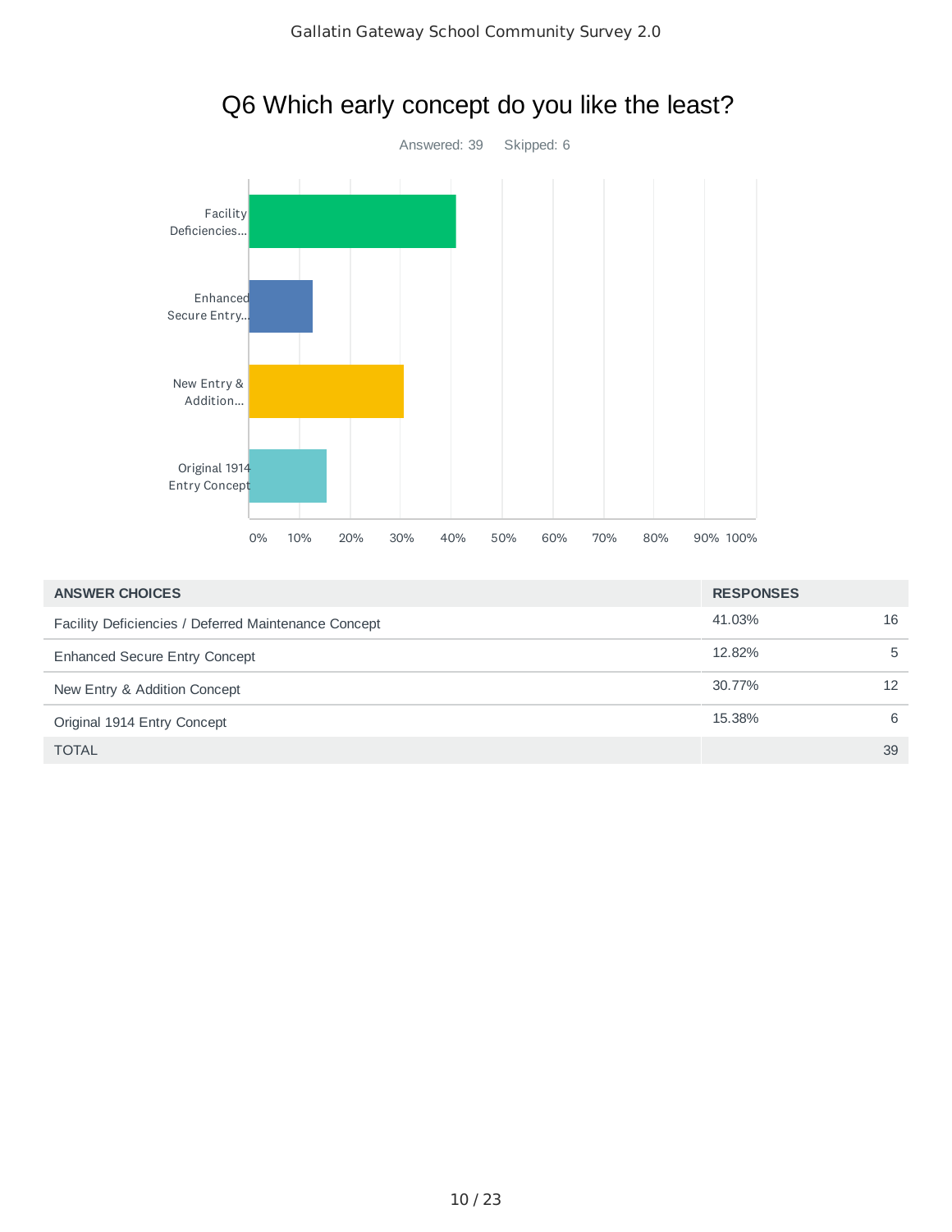# Q6 Which early concept do you like the least?

Answered: 39 Skipped: 6

| ANSWER CHOICES | RESPONSES | |
|---|---|---|
| Facility Deficiencies / Deferred Maintenance Concept | 41.03% | 16 |
| Enhanced Secure Entry Concept | 12.82% | 5 |
| New Entry & Addition Concept | 30.77% | 12 |
| Original 1914 Entry Concept | 15.38% | 6 |
| TOTAL | | 39 |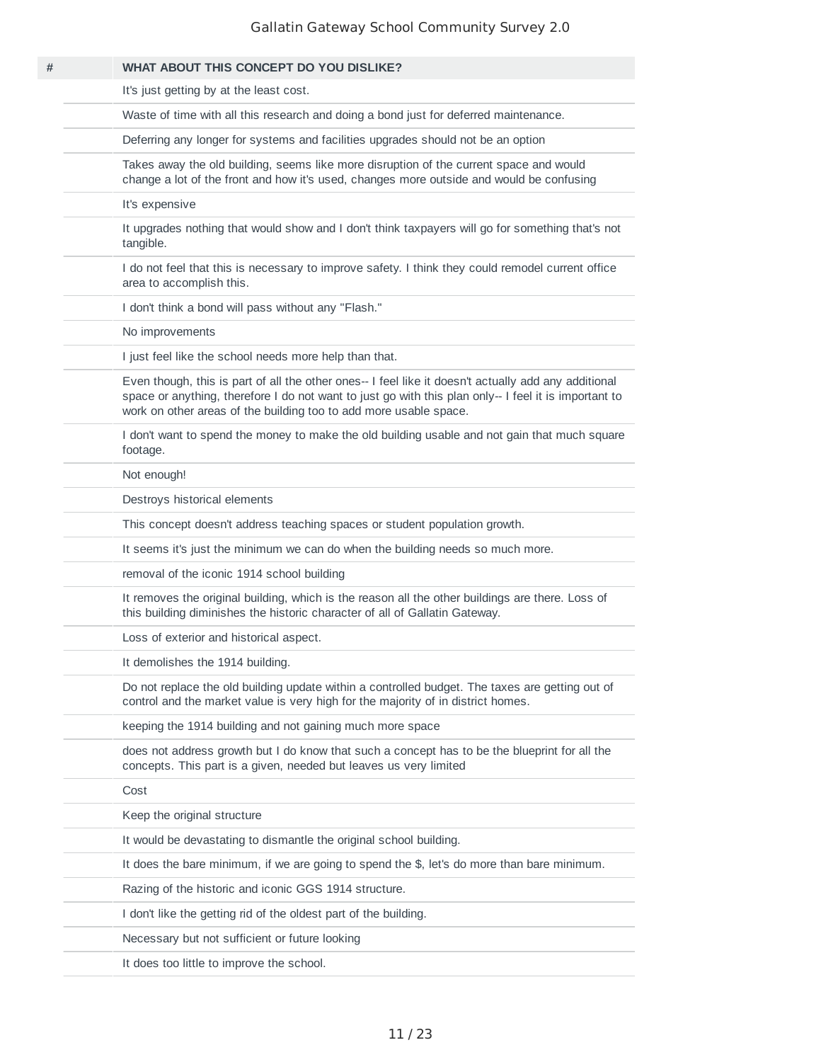| # | WHAT ABOUT THIS CONCEPT DO YOU DISLIKE? |
|---|---|
| | It's just getting by at the least cost. |
| | Waste of time with all this research and doing a bond just for deferred maintenance. |
| | Deferring any longer for systems and facilities upgrades should not be an option |
| | Takes away the old building, seems like more disruption of the current space and would change a lot of the front and how it's used, changes more outside and would be confusing |
| | It's expensive |
| | It upgrades nothing that would show and I don't think taxpayers will go for something that's not tangible. |
| | I do not feel that this is necessary to improve safety. I think they could remodel current office area to accomplish this. |
| | I don't think a bond will pass without any "Flash." |
| | No improvements |
| | I just feel like the school needs more help than that. |
| | Even though, this is part of all the other ones-- I feel like it doesn't actually add any additional space or anything, therefore I do not want to just go with this plan only-- I feel it is important to work on other areas of the building too to add more usable space. |
| | I don't want to spend the money to make the old building usable and not gain that much square footage. |
| | Not enough! |
| | Destroys historical elements |
| | This concept doesn't address teaching spaces or student population growth. |
| | It seems it's just the minimum we can do when the building needs so much more. |
| | removal of the iconic 1914 school building |
| | It removes the original building, which is the reason all the other buildings are there. Loss of this building diminishes the historic character of all of Gallatin Gateway. |
| | Loss of exterior and historical aspect. |
| | It demolishes the 1914 building. |
| | Do not replace the old building update within a controlled budget. The taxes are getting out of control and the market value is very high for the majority of in district homes. |
| | keeping the 1914 building and not gaining much more space |
| | does not address growth but I do know that such a concept has to be the blueprint for all the concepts. This part is a given, needed but leaves us very limited |
| | Cost |
| | Keep the original structure |
| | It would be devastating to dismantle the original school building. |
| | It does the bare minimum, if we are going to spend the $, let's do more than bare minimum. |
| | Razing of the historic and iconic GGS 1914 structure. |
| | I don't like the getting rid of the oldest part of the building. |
| | Necessary but not sufficient or future looking |
| | It does too little to improve the school. |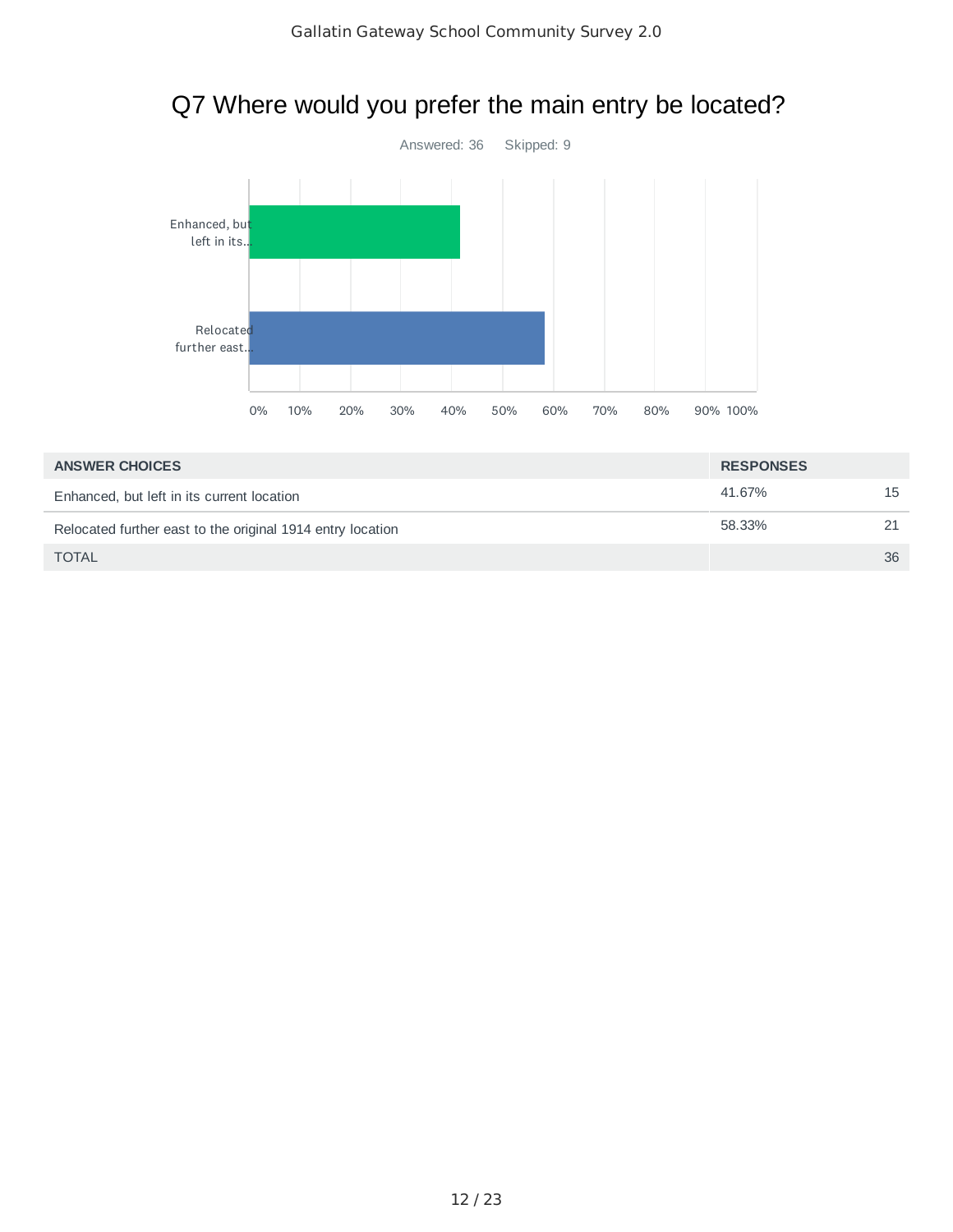# Q7 Where would you prefer the main entry be located?

Answered: 36 Skipped: 9

| ANSWER CHOICES | RESPONSES | |
|---|---|---|
| Enhanced, but left in its current location | 41.67% | 15 |
| Relocated further east to the original 1914 entry location | 58.33% | 21 |
| TOTAL | | 36 |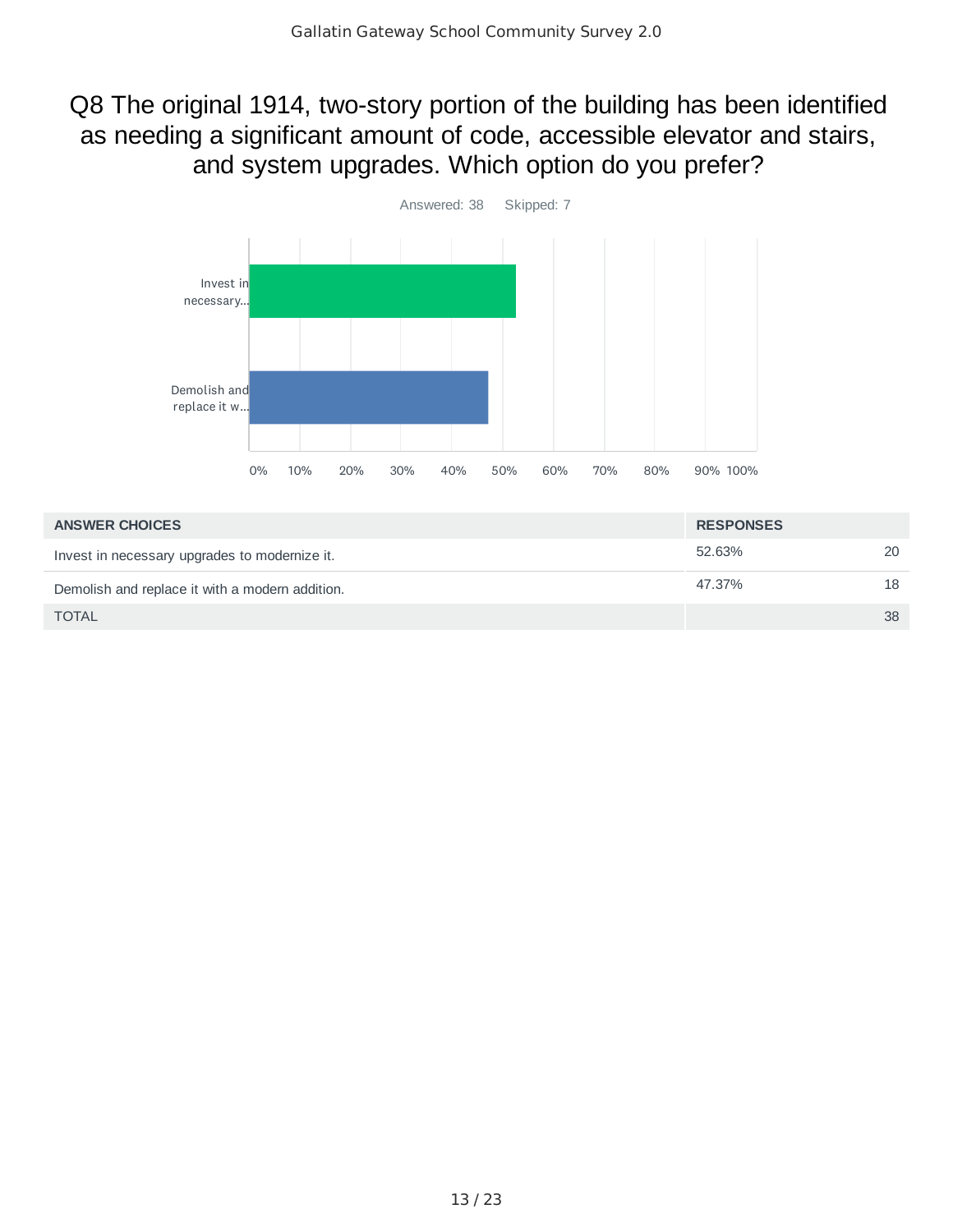## Q8 The original 1914, two-story portion of the building has been identified as needing a significant amount of code, accessible elevator and stairs, and system upgrades. Which option do you prefer?

Answered: 38 Skipped: 7

| ANSWER CHOICES | RESPONSES | |
|---|---|---|
| Invest in necessary upgrades to modernize it. | 52.63% | 20 |
| Demolish and replace it with a modern addition. | 47.37% | 18 |
| TOTAL | | 38 |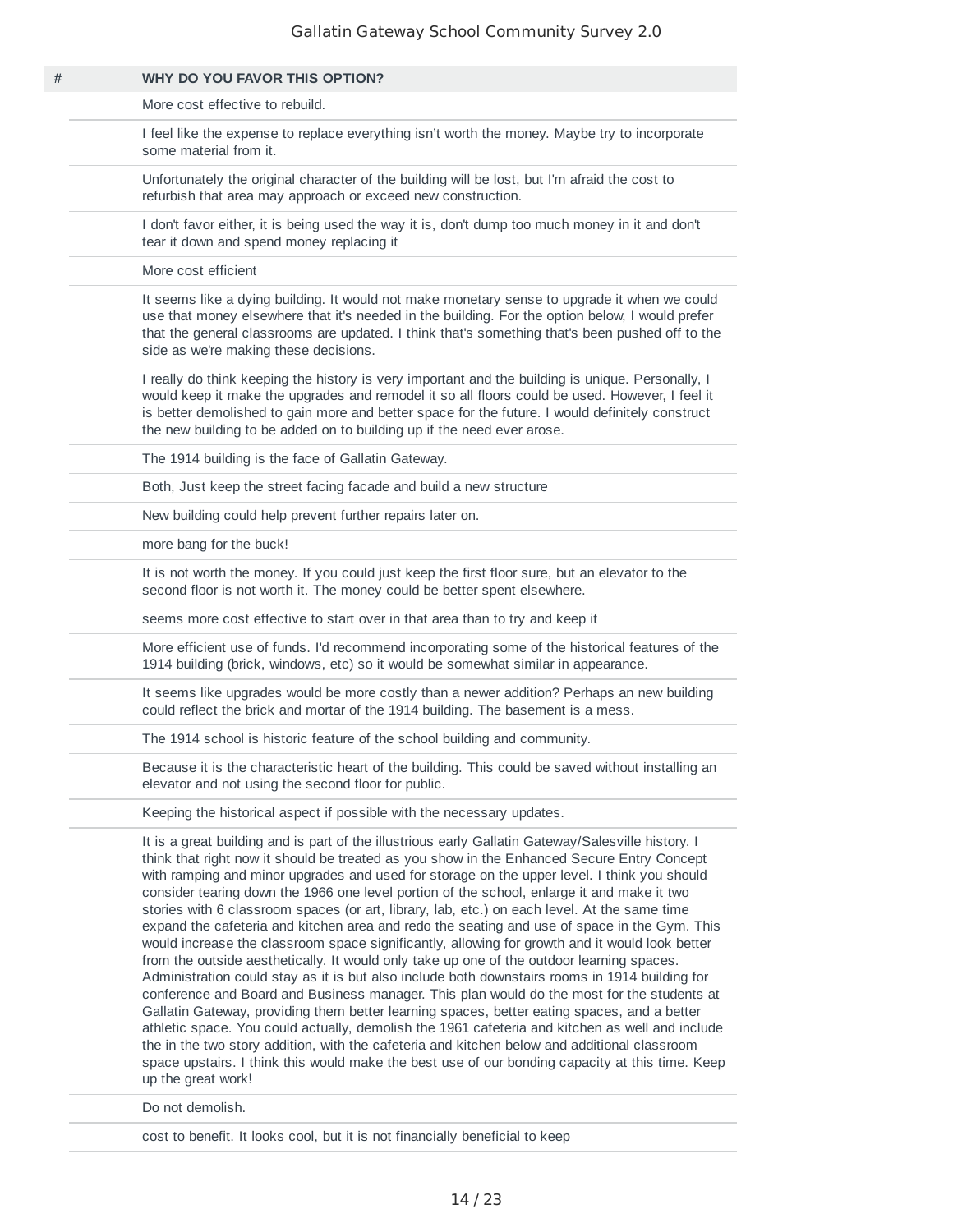| # | WHY DO YOU FAVOR THIS OPTION? |
| --- | --- |
| | More cost effective to rebuild. |
| | I feel like the expense to replace everything isn't worth the money. Maybe try to incorporate some material from it. |
| | Unfortunately the original character of the building will be lost, but I'm afraid the cost to refurbish that area may approach or exceed new construction. |
| | I don't favor either, it is being used the way it is, don't dump too much money in it and don't tear it down and spend money replacing it |
| | More cost efficient |
| | It seems like a dying building. It would not make monetary sense to upgrade it when we could use that money elsewhere that it's needed in the building. For the option below, I would prefer that the general classrooms are updated. I think that's something that's been pushed off to the side as we're making these decisions. |
| | I really do think keeping the history is very important and the building is unique. Personally, I would keep it make the upgrades and remodel it so all floors could be used. However, I feel it is better demolished to gain more and better space for the future. I would definitely construct the new building to be added on to building up if the need ever arose. |
| | The 1914 building is the face of Gallatin Gateway. |
| | Both, Just keep the street facing facade and build a new structure |
| | New building could help prevent further repairs later on. |
| | more bang for the buck! |
| | It is not worth the money. If you could just keep the first floor sure, but an elevator to the second floor is not worth it. The money could be better spent elsewhere. |
| | seems more cost effective to start over in that area than to try and keep it |
| | More efficient use of funds. I'd recommend incorporating some of the historical features of the 1914 building (brick, windows, etc) so it would be somewhat similar in appearance. |
| | It seems like upgrades would be more costly than a newer addition? Perhaps an new building could reflect the brick and mortar of the 1914 building. The basement is a mess. |
| | The 1914 school is historic feature of the school building and community. |
| | Because it is the characteristic heart of the building. This could be saved without installing an elevator and not using the second floor for public. |
| | Keeping the historical aspect if possible with the necessary updates. |
| | It is a great building and is part of the illustrious early Gallatin Gateway/Salesville history. I think that right now it should be treated as you show in the Enhanced Secure Entry Concept with ramping and minor upgrades and used for storage on the upper level. I think you should consider tearing down the 1966 one level portion of the school, enlarge it and make it two stories with 6 classroom spaces (or art, library, lab, etc.) on each level. At the same time expand the cafeteria and kitchen area and redo the seating and use of space in the Gym. This would increase the classroom space significantly, allowing for growth and it would look better from the outside aesthetically. It would only take up one of the outdoor learning spaces. Administration could stay as it is but also include both downstairs rooms in 1914 building for conference and Board and Business manager. This plan would do the most for the students at Gallatin Gateway, providing them better learning spaces, better eating spaces, and a better athletic space. You could actually, demolish the 1961 cafeteria and kitchen as well and include the in the two story addition, with the cafeteria and kitchen below and additional classroom space upstairs. I think this would make the best use of our bonding capacity at this time. Keep up the great work! |
| | Do not demolish. |
| | cost to benefit. It looks cool, but it is not financially beneficial to keep |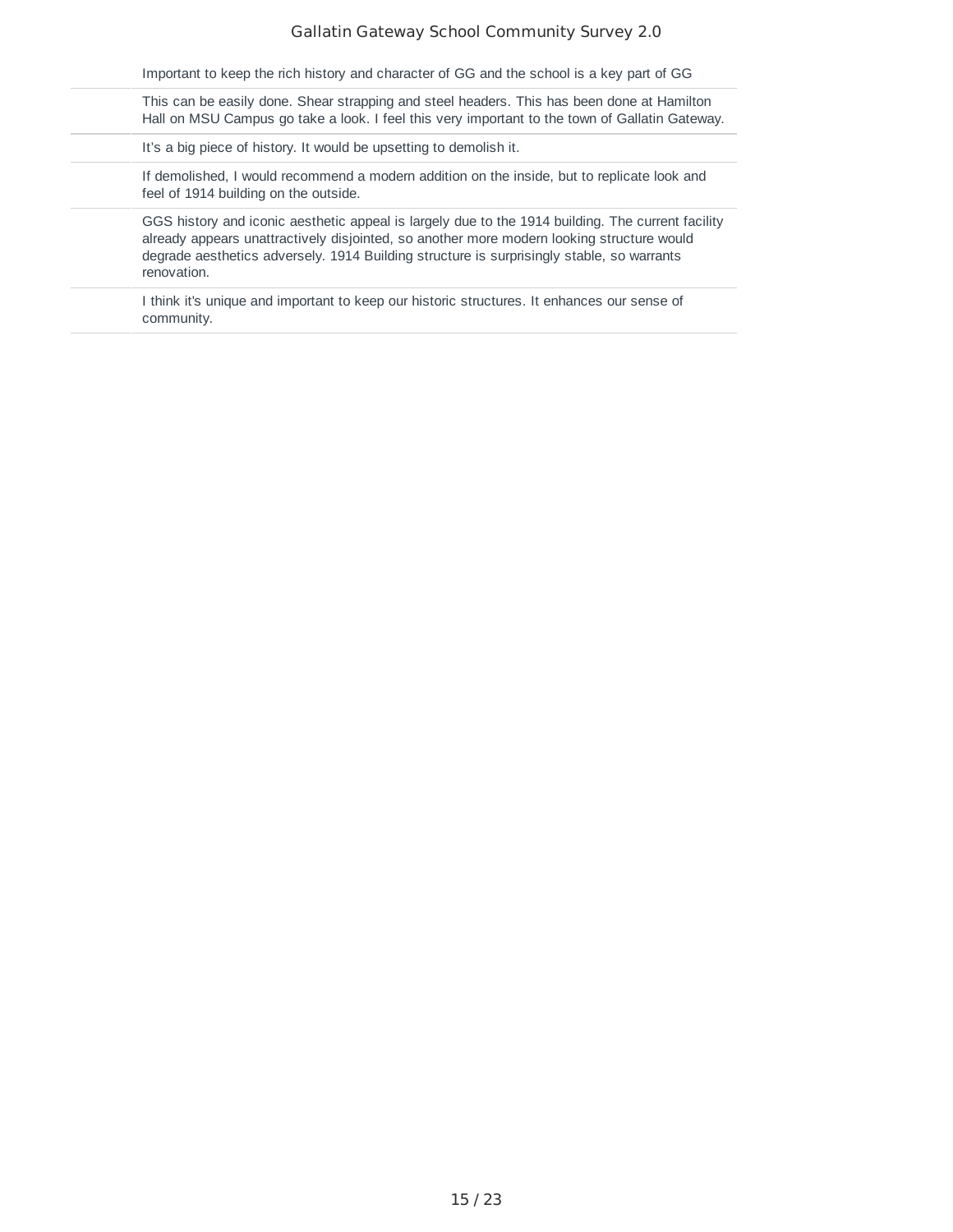| | |
|---|---|
| | Important to keep the rich history and character of GG and the school is a key part of GG |
| | This can be easily done. Shear strapping and steel headers. This has been done at Hamilton Hall on MSU Campus go take a look. I feel this very important to the town of Gallatin Gateway. |
| | It's a big piece of history. It would be upsetting to demolish it. |
| | If demolished, I would recommend a modern addition on the inside, but to replicate look and feel of 1914 building on the outside. |
| | GGS history and iconic aesthetic appeal is largely due to the 1914 building. The current facility already appears unattractively disjointed, so another more modern looking structure would degrade aesthetics adversely. 1914 Building structure is surprisingly stable, so warrants renovation. |
| | I think it's unique and important to keep our historic structures. It enhances our sense of community. |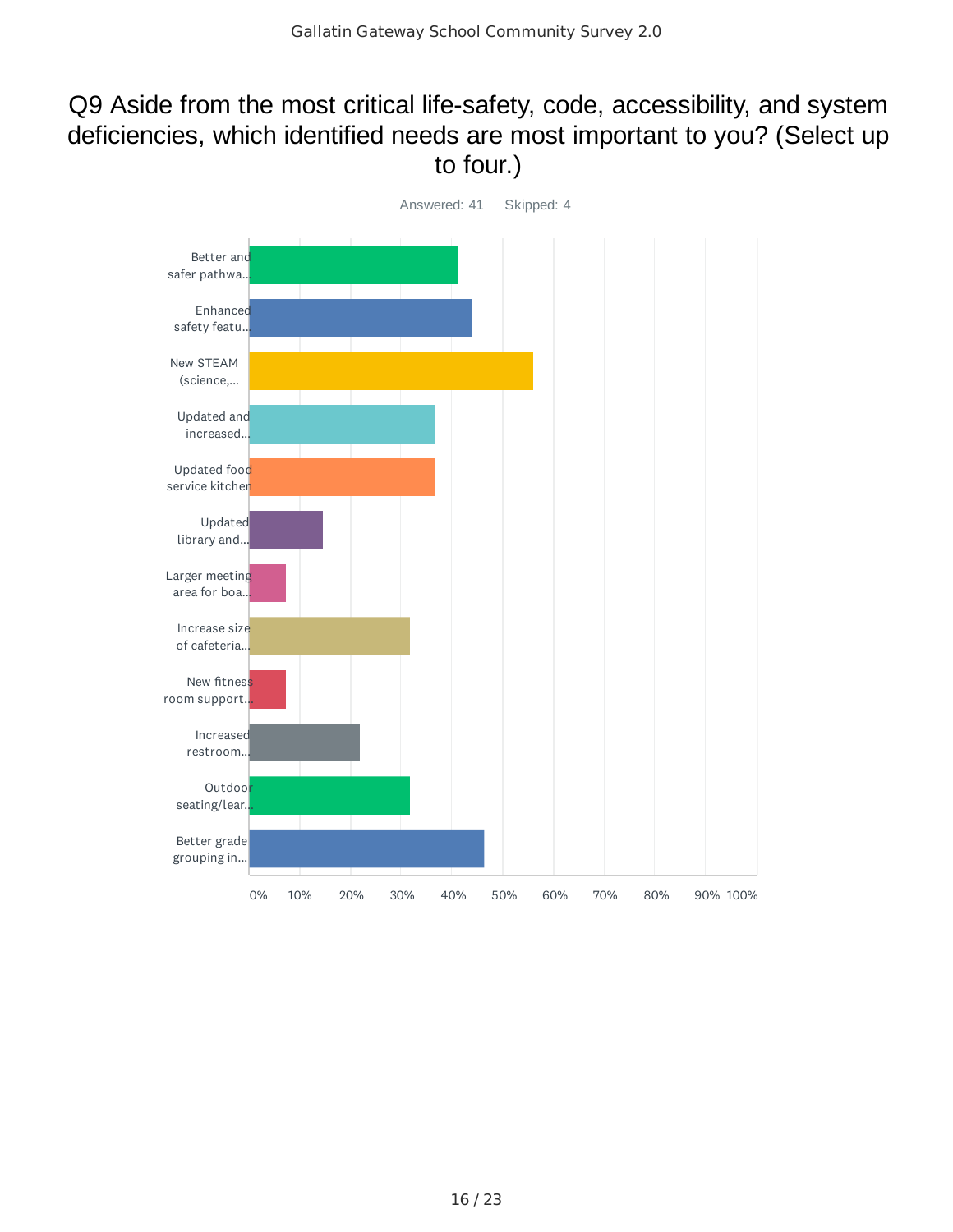# Q9 Aside from the most critical life-safety, code, accessibility, and system deficiencies, which identified needs are most important to you? (Select up to four.)

Answered: 41 Skipped: 4

| Answer choice | Approximate response |
| --- | --- |
| Better and safer pathwa... | 41% |
| Enhanced safety featu... | 44% |
| New STEAM (science,... | 56% |
| Updated and increased... | 37% |
| Updated food service kitchen | 37% |
| Updated library and... | 15% |
| Larger meeting area for boa... | 7% |
| Increase size of cafeteria... | 32% |
| New fitness room support... | 7% |
| Increased restroom... | 22% |
| Outdoor seating/lear... | 32% |
| Better grade grouping in... | 46% |

Percentages are approximate readings of bar lengths on a 0%–100% axis; exact values are not labeled.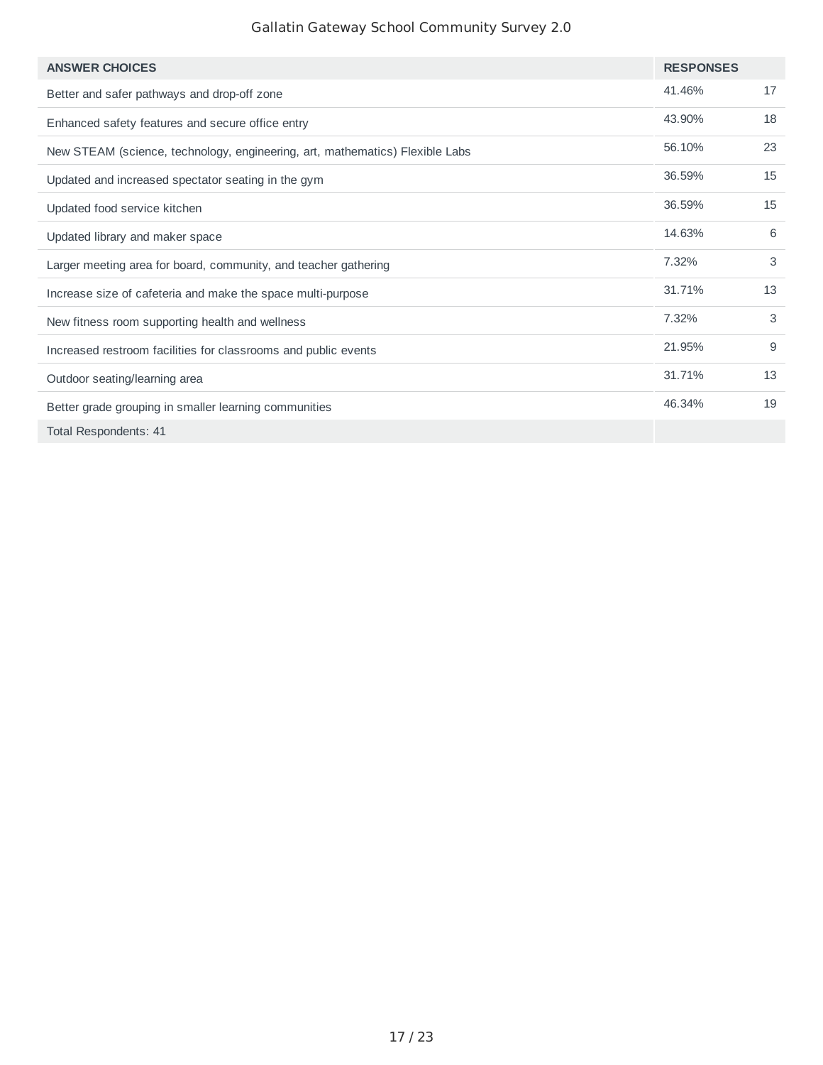| ANSWER CHOICES | RESPONSES | |
|---|---|---|
| Better and safer pathways and drop-off zone | 41.46% | 17 |
| Enhanced safety features and secure office entry | 43.90% | 18 |
| New STEAM (science, technology, engineering, art, mathematics) Flexible Labs | 56.10% | 23 |
| Updated and increased spectator seating in the gym | 36.59% | 15 |
| Updated food service kitchen | 36.59% | 15 |
| Updated library and maker space | 14.63% | 6 |
| Larger meeting area for board, community, and teacher gathering | 7.32% | 3 |
| Increase size of cafeteria and make the space multi-purpose | 31.71% | 13 |
| New fitness room supporting health and wellness | 7.32% | 3 |
| Increased restroom facilities for classrooms and public events | 21.95% | 9 |
| Outdoor seating/learning area | 31.71% | 13 |
| Better grade grouping in smaller learning communities | 46.34% | 19 |
| Total Respondents: 41 | | |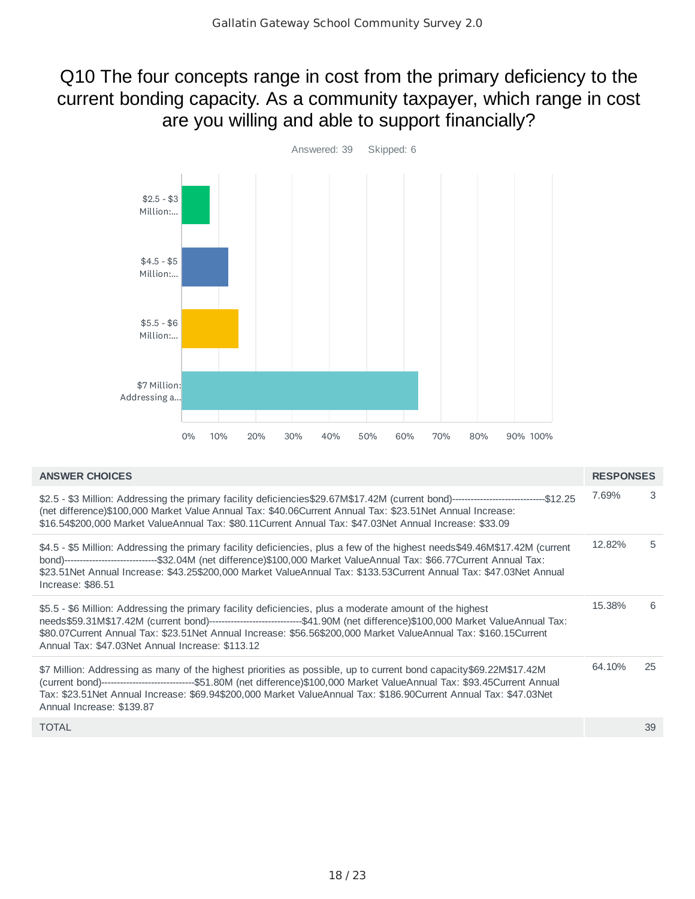# Q10 The four concepts range in cost from the primary deficiency to the current bonding capacity. As a community taxpayer, which range in cost are you willing and able to support financially?

Answered: 39 Skipped: 6

| ANSWER CHOICES | RESPONSES | |
|---|---|---|
| $2.5 - $3 Million: Addressing the primary facility deficiencies$29.67M$17.42M (current bond)------------------------------$12.25 (net difference)$100,000 Market Value Annual Tax: $40.06Current Annual Tax: $23.51Net Annual Increase: $16.54$200,000 Market ValueAnnual Tax: $80.11Current Annual Tax: $47.03Net Annual Increase: $33.09 | 7.69% | 3 |
| $4.5 - $5 Million: Addressing the primary facility deficiencies, plus a few of the highest needs$49.46M$17.42M (current bond)------------------------------$32.04M (net difference)$100,000 Market ValueAnnual Tax: $66.77Current Annual Tax: $23.51Net Annual Increase: $43.25$200,000 Market ValueAnnual Tax: $133.53Current Annual Tax: $47.03Net Annual Increase: $86.51 | 12.82% | 5 |
| $5.5 - $6 Million: Addressing the primary facility deficiencies, plus a moderate amount of the highest needs$59.31M$17.42M (current bond)------------------------------$41.90M (net difference)$100,000 Market ValueAnnual Tax: $80.07Current Annual Tax: $23.51Net Annual Increase: $56.56$200,000 Market ValueAnnual Tax: $160.15Current Annual Tax: $47.03Net Annual Increase: $113.12 | 15.38% | 6 |
| $7 Million: Addressing as many of the highest priorities as possible, up to current bond capacity$69.22M$17.42M (current bond)------------------------------$51.80M (net difference)$100,000 Market ValueAnnual Tax: $93.45Current Annual Tax: $23.51Net Annual Increase: $69.94$200,000 Market ValueAnnual Tax: $186.90Current Annual Tax: $47.03Net Annual Increase: $139.87 | 64.10% | 25 |
| TOTAL | | 39 |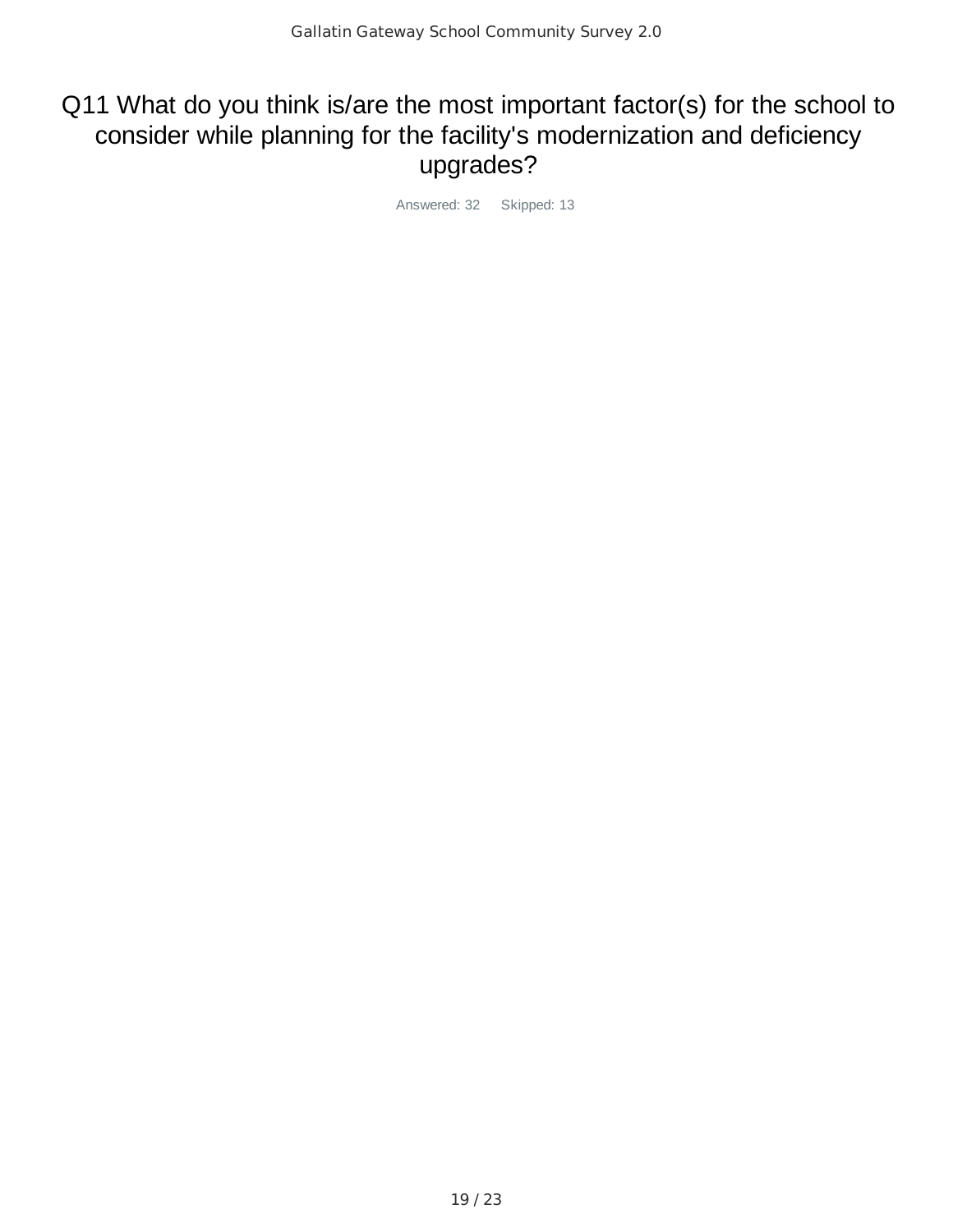# Q11 What do you think is/are the most important factor(s) for the school to consider while planning for the facility's modernization and deficiency upgrades?

Answered: 32 Skipped: 13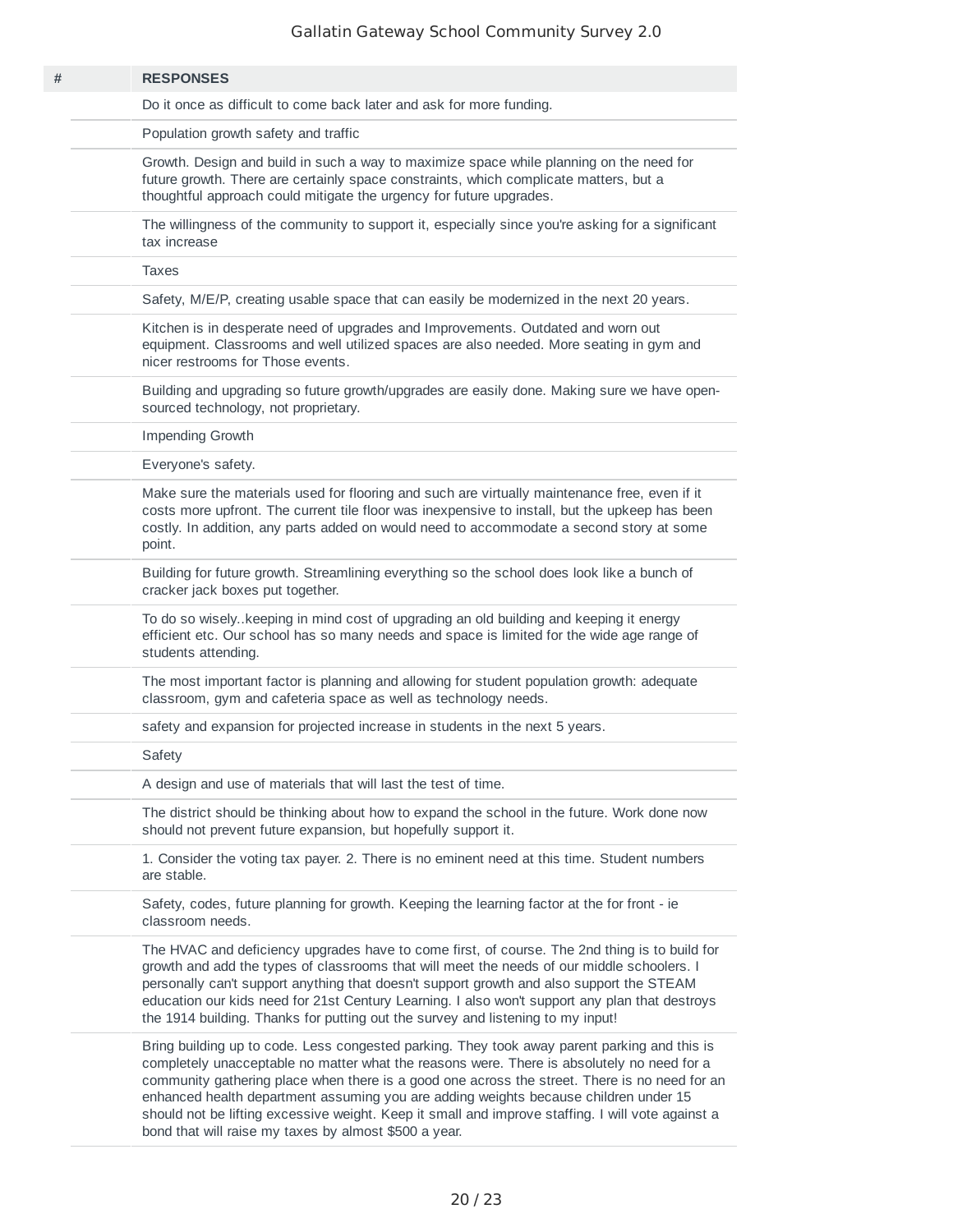| # | RESPONSES |
|---|---|
| | Do it once as difficult to come back later and ask for more funding. |
| | Population growth safety and traffic |
| | Growth. Design and build in such a way to maximize space while planning on the need for future growth. There are certainly space constraints, which complicate matters, but a thoughtful approach could mitigate the urgency for future upgrades. |
| | The willingness of the community to support it, especially since you're asking for a significant tax increase |
| | Taxes |
| | Safety, M/E/P, creating usable space that can easily be modernized in the next 20 years. |
| | Kitchen is in desperate need of upgrades and Improvements. Outdated and worn out equipment. Classrooms and well utilized spaces are also needed. More seating in gym and nicer restrooms for Those events. |
| | Building and upgrading so future growth/upgrades are easily done. Making sure we have open-sourced technology, not proprietary. |
| | Impending Growth |
| | Everyone's safety. |
| | Make sure the materials used for flooring and such are virtually maintenance free, even if it costs more upfront. The current tile floor was inexpensive to install, but the upkeep has been costly. In addition, any parts added on would need to accommodate a second story at some point. |
| | Building for future growth. Streamlining everything so the school does look like a bunch of cracker jack boxes put together. |
| | To do so wisely..keeping in mind cost of upgrading an old building and keeping it energy efficient etc. Our school has so many needs and space is limited for the wide age range of students attending. |
| | The most important factor is planning and allowing for student population growth: adequate classroom, gym and cafeteria space as well as technology needs. |
| | safety and expansion for projected increase in students in the next 5 years. |
| | Safety |
| | A design and use of materials that will last the test of time. |
| | The district should be thinking about how to expand the school in the future. Work done now should not prevent future expansion, but hopefully support it. |
| | 1. Consider the voting tax payer. 2. There is no eminent need at this time. Student numbers are stable. |
| | Safety, codes, future planning for growth. Keeping the learning factor at the for front - ie classroom needs. |
| | The HVAC and deficiency upgrades have to come first, of course. The 2nd thing is to build for growth and add the types of classrooms that will meet the needs of our middle schoolers. I personally can't support anything that doesn't support growth and also support the STEAM education our kids need for 21st Century Learning. I also won't support any plan that destroys the 1914 building. Thanks for putting out the survey and listening to my input! |
| | Bring building up to code. Less congested parking. They took away parent parking and this is completely unacceptable no matter what the reasons were. There is absolutely no need for a community gathering place when there is a good one across the street. There is no need for an enhanced health department assuming you are adding weights because children under 15 should not be lifting excessive weight. Keep it small and improve staffing. I will vote against a bond that will raise my taxes by almost $500 a year. |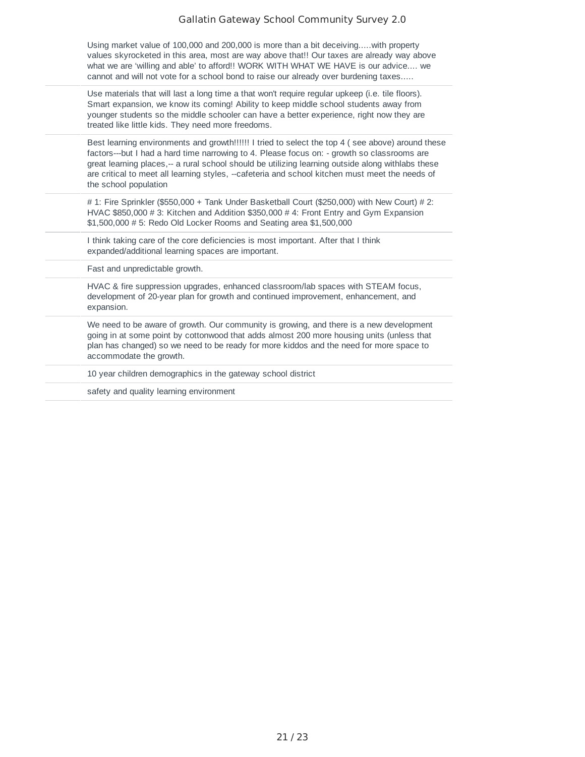Using market value of 100,000 and 200,000 is more than a bit deceiving.....with property values skyrocketed in this area, most are way above that!! Our taxes are already way above what we are ‘willing and able’ to afford!! WORK WITH WHAT WE HAVE is our advice.... we cannot and will not vote for a school bond to raise our already over burdening taxes.....

---

Use materials that will last a long time a that won't require regular upkeep (i.e. tile floors). Smart expansion, we know its coming! Ability to keep middle school students away from younger students so the middle schooler can have a better experience, right now they are treated like little kids. They need more freedoms.

---

Best learning environments and growth!!!!!! I tried to select the top 4 ( see above) around these factors---but I had a hard time narrowing to 4. Please focus on: - growth so classrooms are great learning places,-- a rural school should be utilizing learning outside along withlabs these are critical to meet all learning styles, --cafeteria and school kitchen must meet the needs of the school population

---

# 1: Fire Sprinkler ($550,000 + Tank Under Basketball Court ($250,000) with New Court) # 2: HVAC $850,000 # 3: Kitchen and Addition $350,000 # 4: Front Entry and Gym Expansion $1,500,000 # 5: Redo Old Locker Rooms and Seating area $1,500,000

---

I think taking care of the core deficiencies is most important. After that I think expanded/additional learning spaces are important.

---

Fast and unpredictable growth.

---

HVAC & fire suppression upgrades, enhanced classroom/lab spaces with STEAM focus, development of 20-year plan for growth and continued improvement, enhancement, and expansion.

---

We need to be aware of growth. Our community is growing, and there is a new development going in at some point by cottonwood that adds almost 200 more housing units (unless that plan has changed) so we need to be ready for more kiddos and the need for more space to accommodate the growth.

---

10 year children demographics in the gateway school district

---

safety and quality learning environment